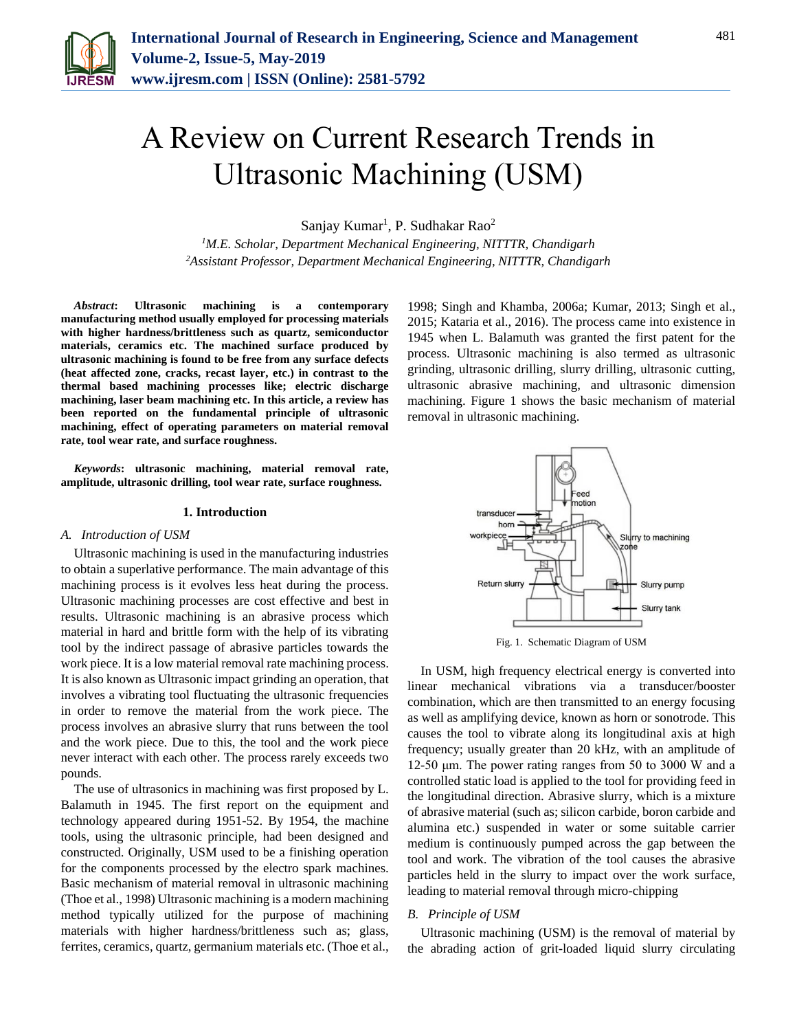# A Review on Current Research Trends in Ultrasonic Machining (USM)

Sanjay Kumar[1], P. Sudhakar Rao[2]

[1]*M.E. Scholar, Department Mechanical Engineering, NITTTR, Chandigarh*
[2]*Assistant Professor, Department Mechanical Engineering, NITTTR, Chandigarh*

***Abstract*: Ultrasonic machining is a contemporary manufacturing method usually employed for processing materials with higher hardness/brittleness such as quartz, semiconductor materials, ceramics etc. The machined surface produced by ultrasonic machining is found to be free from any surface defects (heat affected zone, cracks, recast layer, etc.) in contrast to the thermal based machining processes like; electric discharge machining, laser beam machining etc. In this article, a review has been reported on the fundamental principle of ultrasonic machining, effect of operating parameters on material removal rate, tool wear rate, and surface roughness.**

***Keywords*: ultrasonic machining, material removal rate, amplitude, ultrasonic drilling, tool wear rate, surface roughness.**

## 1. Introduction

### A. *Introduction of USM*

Ultrasonic machining is used in the manufacturing industries to obtain a superlative performance. The main advantage of this machining process is it evolves less heat during the process. Ultrasonic machining processes are cost effective and best in results. Ultrasonic machining is an abrasive process which material in hard and brittle form with the help of its vibrating tool by the indirect passage of abrasive particles towards the work piece. It is a low material removal rate machining process. It is also known as Ultrasonic impact grinding an operation, that involves a vibrating tool fluctuating the ultrasonic frequencies in order to remove the material from the work piece. The process involves an abrasive slurry that runs between the tool and the work piece. Due to this, the tool and the work piece never interact with each other. The process rarely exceeds two pounds.

The use of ultrasonics in machining was first proposed by L. Balamuth in 1945. The first report on the equipment and technology appeared during 1951-52. By 1954, the machine tools, using the ultrasonic principle, had been designed and constructed. Originally, USM used to be a finishing operation for the components processed by the electro spark machines. Basic mechanism of material removal in ultrasonic machining (Thoe et al., 1998) Ultrasonic machining is a modern machining method typically utilized for the purpose of machining materials with higher hardness/brittleness such as; glass, ferrites, ceramics, quartz, germanium materials etc. (Thoe et al., 1998; Singh and Khamba, 2006a; Kumar, 2013; Singh et al., 2015; Kataria et al., 2016). The process came into existence in 1945 when L. Balamuth was granted the first patent for the process. Ultrasonic machining is also termed as ultrasonic grinding, ultrasonic drilling, slurry drilling, ultrasonic cutting, ultrasonic abrasive machining, and ultrasonic dimension machining. Figure 1 shows the basic mechanism of material removal in ultrasonic machining.

Fig. 1. Schematic Diagram of USM

In USM, high frequency electrical energy is converted into linear mechanical vibrations via a transducer/booster combination, which are then transmitted to an energy focusing as well as amplifying device, known as horn or sonotrode. This causes the tool to vibrate along its longitudinal axis at high frequency; usually greater than 20 kHz, with an amplitude of 12-50 μm. The power rating ranges from 50 to 3000 W and a controlled static load is applied to the tool for providing feed in the longitudinal direction. Abrasive slurry, which is a mixture of abrasive material (such as; silicon carbide, boron carbide and alumina etc.) suspended in water or some suitable carrier medium is continuously pumped across the gap between the tool and work. The vibration of the tool causes the abrasive particles held in the slurry to impact over the work surface, leading to material removal through micro-chipping

### B. *Principle of USM*

Ultrasonic machining (USM) is the removal of material by the abrading action of grit-loaded liquid slurry circulating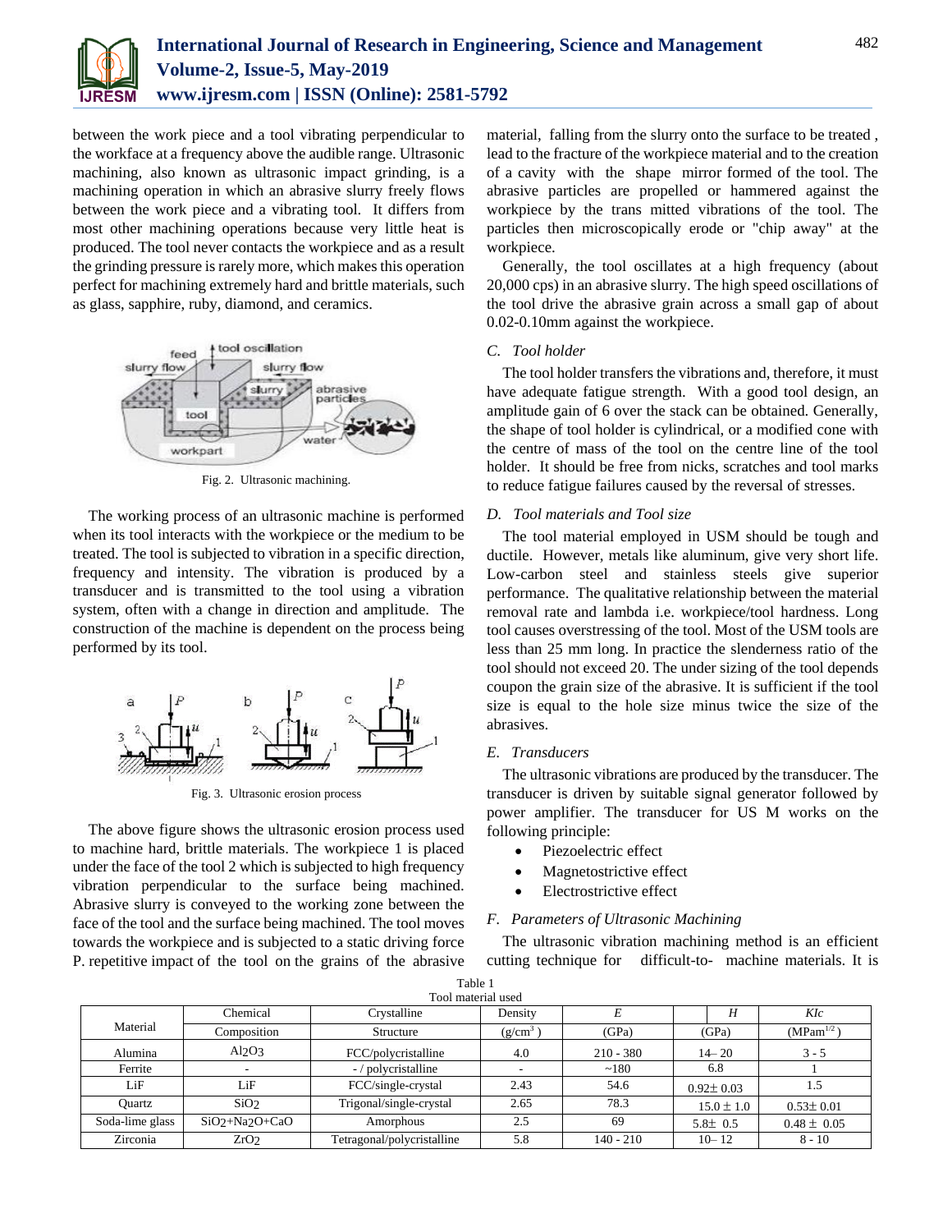between the work piece and a tool vibrating perpendicular to the workface at a frequency above the audible range. Ultrasonic machining, also known as ultrasonic impact grinding, is a machining operation in which an abrasive slurry freely flows between the work piece and a vibrating tool. It differs from most other machining operations because very little heat is produced. The tool never contacts the workpiece and as a result the grinding pressure is rarely more, which makes this operation perfect for machining extremely hard and brittle materials, such as glass, sapphire, ruby, diamond, and ceramics.

Fig. 2. Ultrasonic machining.

The working process of an ultrasonic machine is performed when its tool interacts with the workpiece or the medium to be treated. The tool is subjected to vibration in a specific direction, frequency and intensity. The vibration is produced by a transducer and is transmitted to the tool using a vibration system, often with a change in direction and amplitude. The construction of the machine is dependent on the process being performed by its tool.

Fig. 3. Ultrasonic erosion process

The above figure shows the ultrasonic erosion process used to machine hard, brittle materials. The workpiece 1 is placed under the face of the tool 2 which is subjected to high frequency vibration perpendicular to the surface being machined. Abrasive slurry is conveyed to the working zone between the face of the tool and the surface being machined. The tool moves towards the workpiece and is subjected to a static driving force P. repetitive impact of the tool on the grains of the abrasive material, falling from the slurry onto the surface to be treated , lead to the fracture of the workpiece material and to the creation of a cavity with the shape mirror formed of the tool. The abrasive particles are propelled or hammered against the workpiece by the trans mitted vibrations of the tool. The particles then microscopically erode or "chip away" at the workpiece.

Generally, the tool oscillates at a high frequency (about 20,000 cps) in an abrasive slurry. The high speed oscillations of the tool drive the abrasive grain across a small gap of about 0.02-0.10mm against the workpiece.

### C. *Tool holder*

The tool holder transfers the vibrations and, therefore, it must have adequate fatigue strength. With a good tool design, an amplitude gain of 6 over the stack can be obtained. Generally, the shape of tool holder is cylindrical, or a modified cone with the centre of mass of the tool on the centre line of the tool holder. It should be free from nicks, scratches and tool marks to reduce fatigue failures caused by the reversal of stresses.

### D. *Tool materials and Tool size*

The tool material employed in USM should be tough and ductile. However, metals like aluminum, give very short life. Low-carbon steel and stainless steels give superior performance. The qualitative relationship between the material removal rate and lambda i.e. workpiece/tool hardness. Long tool causes overstressing of the tool. Most of the USM tools are less than 25 mm long. In practice the slenderness ratio of the tool should not exceed 20. The under sizing of the tool depends coupon the grain size of the abrasive. It is sufficient if the tool size is equal to the hole size minus twice the size of the abrasives.

### E. *Transducers*

The ultrasonic vibrations are produced by the transducer. The transducer is driven by suitable signal generator followed by power amplifier. The transducer for US M works on the following principle:

- Piezoelectric effect
- Magnetostrictive effect
- Electrostrictive effect

### F. *Parameters of Ultrasonic Machining*

The ultrasonic vibration machining method is an efficient cutting technique for difficult-to- machine materials. It is

Table 1
Tool material used

| Material | Chemical Composition | Crystalline Structure | Density ($g/cm^3$) | *E* (GPa) | *H* (GPa) | *KIc* ($MPam^{1/2}$) |
|---|---|---|---|---|---|---|
| Alumina | $Al_2O_3$ | FCC/polycristalline | 4.0 | 210 - 380 | 14– 20 | 3 - 5 |
| Ferrite | - | - / polycristalline | - | ~180 | 6.8 | 1 |
| LiF | LiF | FCC/single-crystal | 2.43 | 54.6 | 0.92± 0.03 | 1.5 |
| Quartz | $SiO_2$ | Trigonal/single-crystal | 2.65 | 78.3 | 15.0 ± 1.0 | 0.53± 0.01 |
| Soda-lime glass | $SiO_2$+$Na_2O$+CaO | Amorphous | 2.5 | 69 | 5.8± 0.5 | 0.48 ± 0.05 |
| Zirconia | $ZrO_2$ | Tetragonal/polycristalline | 5.8 | 140 - 210 | 10– 12 | 8 - 10 |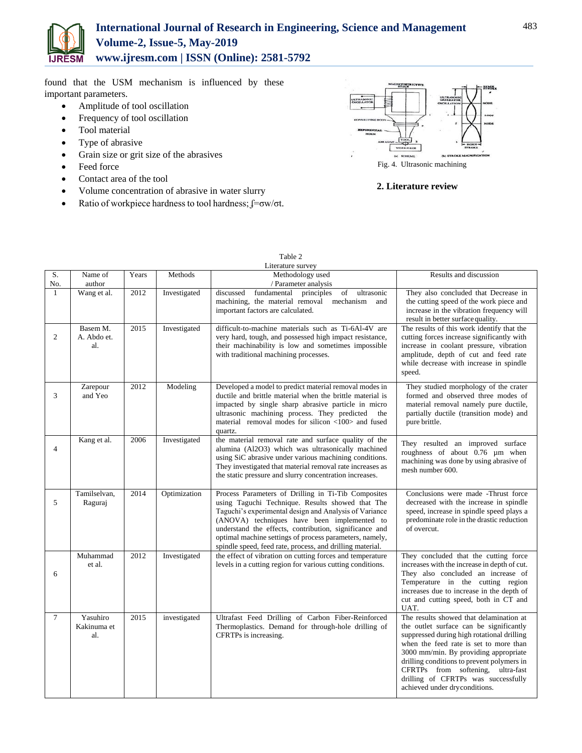found that the USM mechanism is influenced by these important parameters.

- Amplitude of tool oscillation
- Frequency of tool oscillation
- Tool material
- Type of abrasive
- Grain size or grit size of the abrasives
- Feed force
- Contact area of the tool
- Volume concentration of abrasive in water slurry
- Ratio of workpiece hardness to tool hardness; $\int=\sigma w/\sigma t$.

Fig. 4. Ultrasonic machining

## 2. Literature review

Table 2
Literature survey

| S. No. | Name of author | Years | Methods | Methodology used / Parameter analysis | Results and discussion |
|---|---|---|---|---|---|
| 1 | Wang et al. | 2012 | Investigated | discussed fundamental principles of ultrasonic machining, the material removal mechanism and important factors are calculated. | They also concluded that Decrease in the cutting speed of the work piece and increase in the vibration frequency will result in better surface quality. |
| 2 | Basem M. A. Abdo et. al. | 2015 | Investigated | difficult-to-machine materials such as Ti-6Al-4V are very hard, tough, and possessed high impact resistance, their machinability is low and sometimes impossible with traditional machining processes. | The results of this work identify that the cutting forces increase significantly with increase in coolant pressure, vibration amplitude, depth of cut and feed rate while decrease with increase in spindle speed. |
| 3 | Zarepour and Yeo | 2012 | Modeling | Developed a model to predict material removal modes in ductile and brittle material when the brittle material is impacted by single sharp abrasive particle in micro ultrasonic machining process. They predicted the material removal modes for silicon <100> and fused quartz. | They studied morphology of the crater formed and observed three modes of material removal namely pure ductile, partially ductile (transition mode) and pure brittle. |
| 4 | Kang et al. | 2006 | Investigated | the material removal rate and surface quality of the alumina ($Al_2O_3$) which was ultrasonically machined using SiC abrasive under various machining conditions. They investigated that material removal rate increases as the static pressure and slurry concentration increases. | They resulted an improved surface roughness of about 0.76 µm when machining was done by using abrasive of mesh number 600. |
| 5 | Tamilselvan, Raguraj | 2014 | Optimization | Process Parameters of Drilling in Ti-Tib Composites using Taguchi Technique. Results showed that The Taguchi's experimental design and Analysis of Variance (ANOVA) techniques have been implemented to understand the effects, contribution, significance and optimal machine settings of process parameters, namely, spindle speed, feed rate, process, and drilling material. | Conclusions were made -Thrust force decreased with the increase in spindle speed, increase in spindle speed plays a predominate role in the drastic reduction of overcut. |
| 6 | Muhammad et al. | 2012 | Investigated | the effect of vibration on cutting forces and temperature levels in a cutting region for various cutting conditions. | They concluded that the cutting force increases with the increase in depth of cut. They also concluded an increase of Temperature in the cutting region increases due to increase in the depth of cut and cutting speed, both in CT and UAT. |
| 7 | Yasuhiro Kakinuma et al. | 2015 | investigated | Ultrafast Feed Drilling of Carbon Fiber-Reinforced Thermoplastics. Demand for through-hole drilling of CFRTPs is increasing. | The results showed that delamination at the outlet surface can be significantly suppressed during high rotational drilling when the feed rate is set to more than 3000 mm/min. By providing appropriate drilling conditions to prevent polymers in CFRTPs from softening, ultra-fast drilling of CFRTPs was successfully achieved under dryconditions. |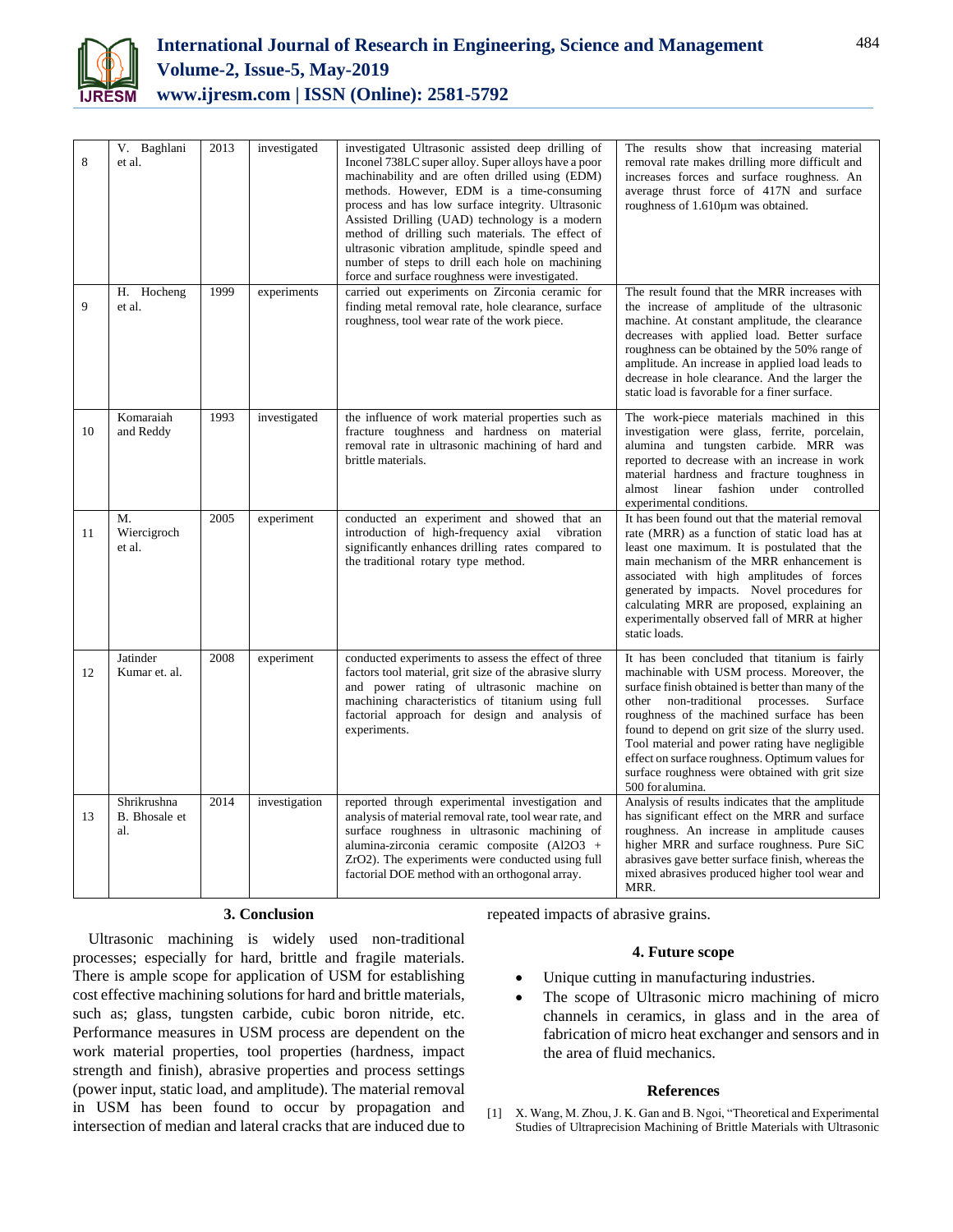| 8 | V. Baghlani et al. | 2013 | investigated | investigated Ultrasonic assisted deep drilling of Inconel 738LC super alloy. Super alloys have a poor machinability and are often drilled using (EDM) methods. However, EDM is a time-consuming process and has low surface integrity. Ultrasonic Assisted Drilling (UAD) technology is a modern method of drilling such materials. The effect of ultrasonic vibration amplitude, spindle speed and number of steps to drill each hole on machining force and surface roughness were investigated. | The results show that increasing material removal rate makes drilling more difficult and increases forces and surface roughness. An average thrust force of 417N and surface roughness of 1.610µm was obtained. |
|---|---|---|---|---|---|
| 9 | H. Hocheng et al. | 1999 | experiments | carried out experiments on Zirconia ceramic for finding metal removal rate, hole clearance, surface roughness, tool wear rate of the work piece. | The result found that the MRR increases with the increase of amplitude of the ultrasonic machine. At constant amplitude, the clearance decreases with applied load. Better surface roughness can be obtained by the 50% range of amplitude. An increase in applied load leads to decrease in hole clearance. And the larger the static load is favorable for a finer surface. |
| 10 | Komaraiah and Reddy | 1993 | investigated | the influence of work material properties such as fracture toughness and hardness on material removal rate in ultrasonic machining of hard and brittle materials. | The work-piece materials machined in this investigation were glass, ferrite, porcelain, alumina and tungsten carbide. MRR was reported to decrease with an increase in work material hardness and fracture toughness in almost linear fashion under controlled experimental conditions. |
| 11 | M. Wiercigroch et al. | 2005 | experiment | conducted an experiment and showed that an introduction of high-frequency axial vibration significantly enhances drilling rates compared to the traditional rotary type method. | It has been found out that the material removal rate (MRR) as a function of static load has at least one maximum. It is postulated that the main mechanism of the MRR enhancement is associated with high amplitudes of forces generated by impacts. Novel procedures for calculating MRR are proposed, explaining an experimentally observed fall of MRR at higher static loads. |
| 12 | Jatinder Kumar et. al. | 2008 | experiment | conducted experiments to assess the effect of three factors tool material, grit size of the abrasive slurry and power rating of ultrasonic machine on machining characteristics of titanium using full factorial approach for design and analysis of experiments. | It has been concluded that titanium is fairly machinable with USM process. Moreover, the surface finish obtained is better than many of the other non-traditional processes. Surface roughness of the machined surface has been found to depend on grit size of the slurry used. Tool material and power rating have negligible effect on surface roughness. Optimum values for surface roughness were obtained with grit size 500 for alumina. |
| 13 | Shrikrushna B. Bhosale et al. | 2014 | investigation | reported through experimental investigation and analysis of material removal rate, tool wear rate, and surface roughness in ultrasonic machining of alumina-zirconia ceramic composite ($Al_2O_3$ + $ZrO_2$). The experiments were conducted using full factorial DOE method with an orthogonal array. | Analysis of results indicates that the amplitude has significant effect on the MRR and surface roughness. An increase in amplitude causes higher MRR and surface roughness. Pure SiC abrasives gave better surface finish, whereas the mixed abrasives produced higher tool wear and MRR. |

## 3. Conclusion

Ultrasonic machining is widely used non-traditional processes; especially for hard, brittle and fragile materials. There is ample scope for application of USM for establishing cost effective machining solutions for hard and brittle materials, such as; glass, tungsten carbide, cubic boron nitride, etc. Performance measures in USM process are dependent on the work material properties, tool properties (hardness, impact strength and finish), abrasive properties and process settings (power input, static load, and amplitude). The material removal in USM has been found to occur by propagation and intersection of median and lateral cracks that are induced due to repeated impacts of abrasive grains.

## 4. Future scope

- Unique cutting in manufacturing industries.
- The scope of Ultrasonic micro machining of micro channels in ceramics, in glass and in the area of fabrication of micro heat exchanger and sensors and in the area of fluid mechanics.

## References

[1] X. Wang, M. Zhou, J. K. Gan and B. Ngoi, "Theoretical and Experimental Studies of Ultraprecision Machining of Brittle Materials with Ultrasonic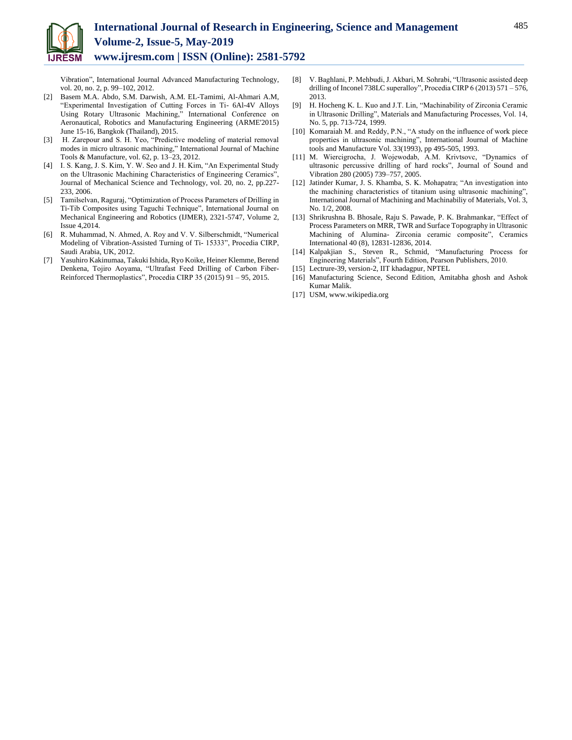Vibration", International Journal Advanced Manufacturing Technology, vol. 20, no. 2, p. 99–102, 2012.

[2] Basem M.A. Abdo, S.M. Darwish, A.M. EL-Tamimi, Al-Ahmari A.M, "Experimental Investigation of Cutting Forces in Ti- 6Al-4V Alloys Using Rotary Ultrasonic Machining," International Conference on Aeronautical, Robotics and Manufacturing Engineering (ARME'2015) June 15-16, Bangkok (Thailand), 2015.

[3] H. Zarepour and S. H. Yeo, "Predictive modeling of material removal modes in micro ultrasonic machining," International Journal of Machine Tools & Manufacture, vol. 62, p. 13–23, 2012.

[4] I. S. Kang, J. S. Kim, Y. W. Seo and J. H. Kim, "An Experimental Study on the Ultrasonic Machining Characteristics of Engineering Ceramics", Journal of Mechanical Science and Technology, vol. 20, no. 2, pp.227-233, 2006.

[5] Tamilselvan, Raguraj, "Optimization of Process Parameters of Drilling in Ti-Tib Composites using Taguchi Technique", International Journal on Mechanical Engineering and Robotics (IJMER), 2321-5747, Volume 2, Issue 4,2014.

[6] R. Muhammad, N. Ahmed, A. Roy and V. V. Silberschmidt, "Numerical Modeling of Vibration-Assisted Turning of Ti- 15333", Procedia CIRP, Saudi Arabia, UK, 2012.

[7] Yasuhiro Kakinumaa, Takuki Ishida, Ryo Koike, Heiner Klemme, Berend Denkena, Tojiro Aoyama, "Ultrafast Feed Drilling of Carbon Fiber-Reinforced Thermoplastics", Procedia CIRP 35 (2015) 91 – 95, 2015.

[8] V. Baghlani, P. Mehbudi, J. Akbari, M. Sohrabi, "Ultrasonic assisted deep drilling of Inconel 738LC superalloy", Procedia CIRP 6 (2013) 571 – 576, 2013.

[9] H. Hocheng K. L. Kuo and J.T. Lin, "Machinability of Zirconia Ceramic in Ultrasonic Drilling", Materials and Manufacturing Processes, Vol. 14, No. 5, pp. 713-724, 1999.

[10] Komaraiah M. and Reddy, P.N., "A study on the influence of work piece properties in ultrasonic machining", International Journal of Machine tools and Manufacture Vol. 33(1993), pp 495-505, 1993.

[11] M. Wiercigrocha, J. Wojewodab, A.M. Krivtsovc, "Dynamics of ultrasonic percussive drilling of hard rocks", Journal of Sound and Vibration 280 (2005) 739–757, 2005.

[12] Jatinder Kumar, J. S. Khamba, S. K. Mohapatra; "An investigation into the machining characteristics of titanium using ultrasonic machining", International Journal of Machining and Machinabiliy of Materials, Vol. 3, No. 1/2, 2008.

[13] Shrikrushna B. Bhosale, Raju S. Pawade, P. K. Brahmankar, "Effect of Process Parameters on MRR, TWR and Surface Topography in Ultrasonic Machining of Alumina- Zirconia ceramic composite", Ceramics International 40 (8), 12831-12836, 2014.

[14] Kalpakjian S., Steven R., Schmid, "Manufacturing Process for Engineering Materials", Fourth Edition, Pearson Publishers, 2010.

[15] Lectrure-39, version-2, IIT khadagpur, NPTEL

[16] Manufacturing Science, Second Edition, Amitabha ghosh and Ashok Kumar Malik.

[17] USM, www.wikipedia.org